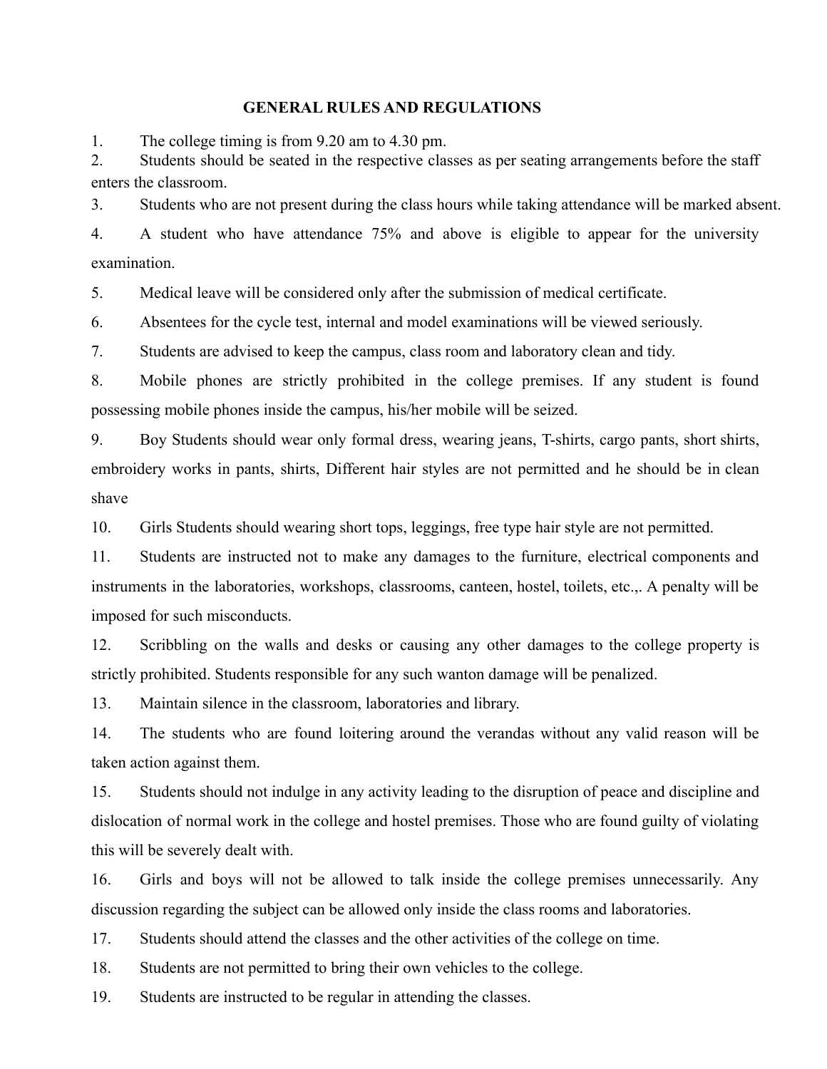## GENERAL RULES AND REGULATIONS

1. The college timing is from 9.20 am to 4.30 pm.
2. Students should be seated in the respective classes as per seating arrangements before the staff enters the classroom.
3. Students who are not present during the class hours while taking attendance will be marked absent.
4. A student who have attendance 75% and above is eligible to appear for the university examination.
5. Medical leave will be considered only after the submission of medical certificate.
6. Absentees for the cycle test, internal and model examinations will be viewed seriously.
7. Students are advised to keep the campus, class room and laboratory clean and tidy.
8. Mobile phones are strictly prohibited in the college premises. If any student is found possessing mobile phones inside the campus, his/her mobile will be seized.
9. Boy Students should wear only formal dress, wearing jeans, T-shirts, cargo pants, short shirts, embroidery works in pants, shirts, Different hair styles are not permitted and he should be in clean shave
10. Girls Students should wearing short tops, leggings, free type hair style are not permitted.
11. Students are instructed not to make any damages to the furniture, electrical components and instruments in the laboratories, workshops, classrooms, canteen, hostel, toilets, etc.,. A penalty will be imposed for such misconducts.
12. Scribbling on the walls and desks or causing any other damages to the college property is strictly prohibited. Students responsible for any such wanton damage will be penalized.
13. Maintain silence in the classroom, laboratories and library.
14. The students who are found loitering around the verandas without any valid reason will be taken action against them.
15. Students should not indulge in any activity leading to the disruption of peace and discipline and dislocation of normal work in the college and hostel premises. Those who are found guilty of violating this will be severely dealt with.
16. Girls and boys will not be allowed to talk inside the college premises unnecessarily. Any discussion regarding the subject can be allowed only inside the class rooms and laboratories.
17. Students should attend the classes and the other activities of the college on time.
18. Students are not permitted to bring their own vehicles to the college.
19. Students are instructed to be regular in attending the classes.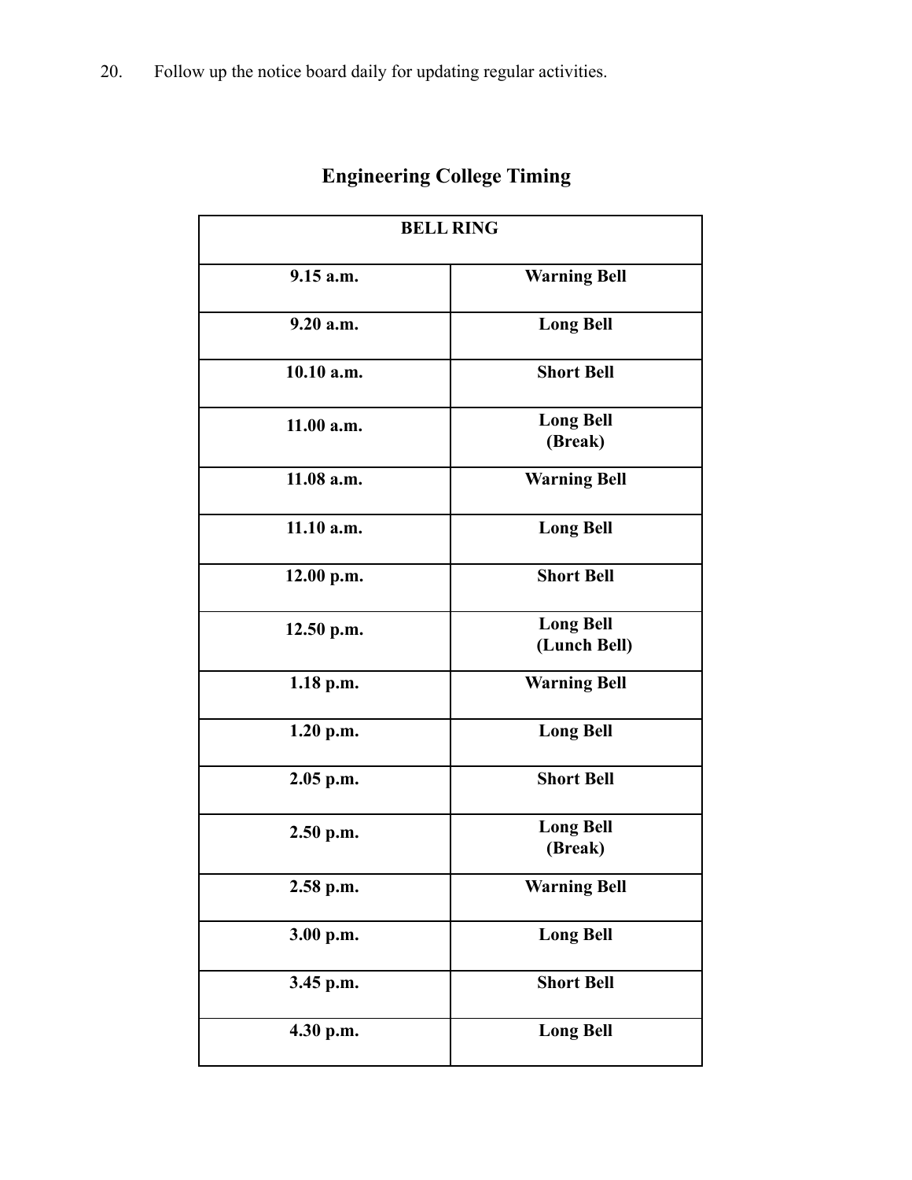20. Follow up the notice board daily for updating regular activities.

## Engineering College Timing

| BELL RING | |
|---|---|
| **9.15 a.m.** | **Warning Bell** |
| **9.20 a.m.** | **Long Bell** |
| **10.10 a.m.** | **Short Bell** |
| **11.00 a.m.** | **Long Bell (Break)** |
| **11.08 a.m.** | **Warning Bell** |
| **11.10 a.m.** | **Long Bell** |
| **12.00 p.m.** | **Short Bell** |
| **12.50 p.m.** | **Long Bell (Lunch Bell)** |
| **1.18 p.m.** | **Warning Bell** |
| **1.20 p.m.** | **Long Bell** |
| **2.05 p.m.** | **Short Bell** |
| **2.50 p.m.** | **Long Bell (Break)** |
| **2.58 p.m.** | **Warning Bell** |
| **3.00 p.m.** | **Long Bell** |
| **3.45 p.m.** | **Short Bell** |
| **4.30 p.m.** | **Long Bell** |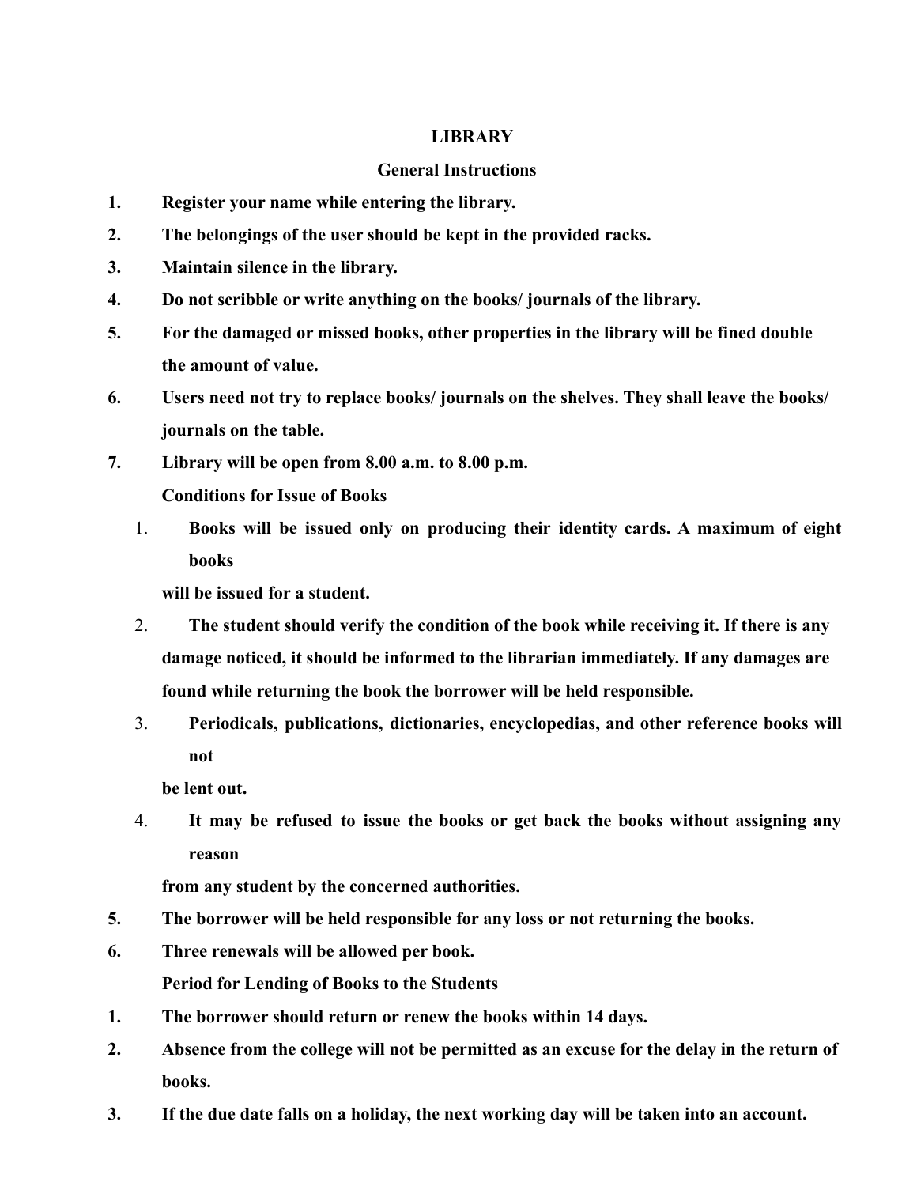# LIBRARY

## General Instructions

1. **Register your name while entering the library.**
2. **The belongings of the user should be kept in the provided racks.**
3. **Maintain silence in the library.**
4. **Do not scribble or write anything on the books/ journals of the library.**
5. **For the damaged or missed books, other properties in the library will be fined double the amount of value.**
6. **Users need not try to replace books/ journals on the shelves. They shall leave the books/ journals on the table.**
7. **Library will be open from 8.00 a.m. to 8.00 p.m.**

### Conditions for Issue of Books

1. **Books will be issued only on producing their identity cards. A maximum of eight books will be issued for a student.**
2. **The student should verify the condition of the book while receiving it. If there is any damage noticed, it should be informed to the librarian immediately. If any damages are found while returning the book the borrower will be held responsible.**
3. **Periodicals, publications, dictionaries, encyclopedias, and other reference books will not be lent out.**
4. **It may be refused to issue the books or get back the books without assigning any reason from any student by the concerned authorities.**
5. **The borrower will be held responsible for any loss or not returning the books.**
6. **Three renewals will be allowed per book.**

### Period for Lending of Books to the Students

1. **The borrower should return or renew the books within 14 days.**
2. **Absence from the college will not be permitted as an excuse for the delay in the return of books.**
3. **If the due date falls on a holiday, the next working day will be taken into an account.**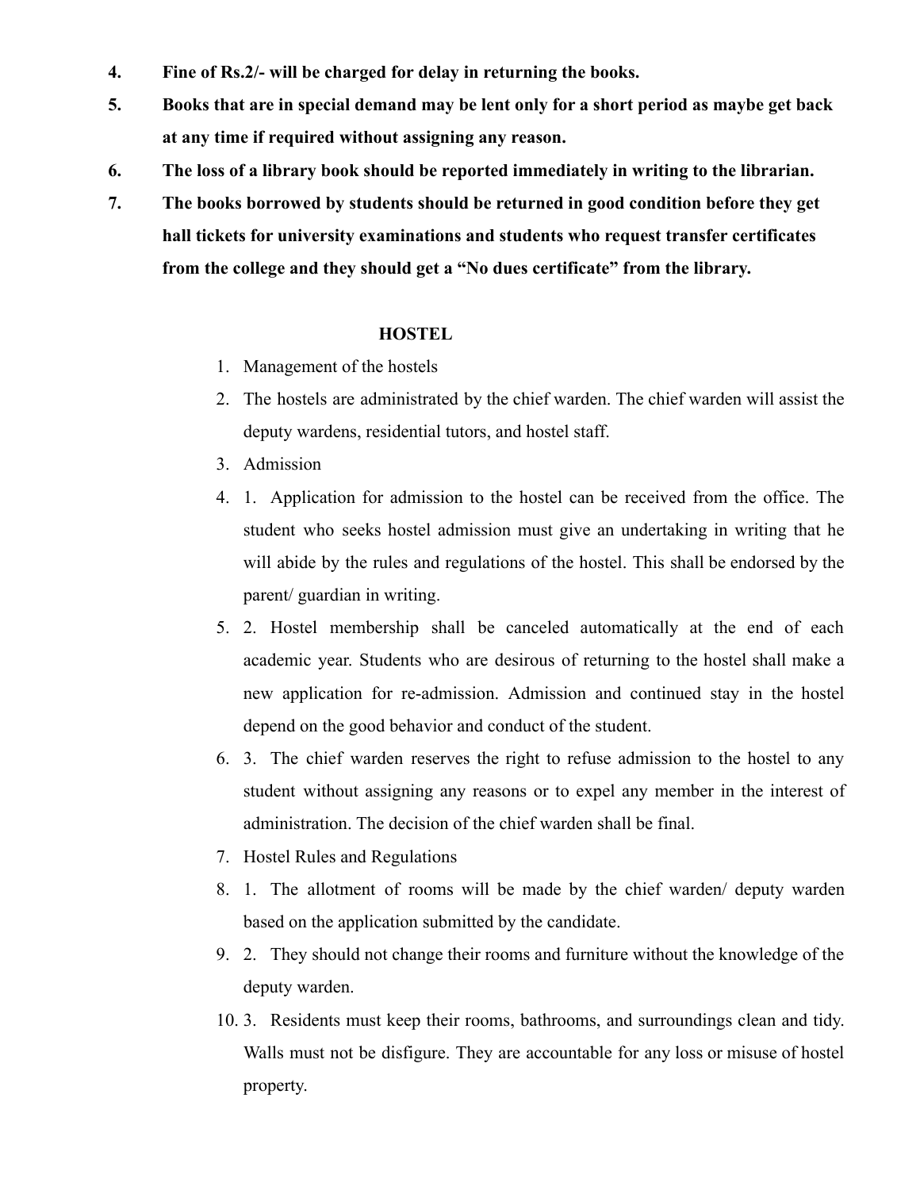4. **Fine of Rs.2/- will be charged for delay in returning the books.**
5. **Books that are in special demand may be lent only for a short period as maybe get back at any time if required without assigning any reason.**
6. **The loss of a library book should be reported immediately in writing to the librarian.**
7. **The books borrowed by students should be returned in good condition before they get hall tickets for university examinations and students who request transfer certificates from the college and they should get a "No dues certificate" from the library.**

## HOSTEL

1. Management of the hostels
2. The hostels are administrated by the chief warden. The chief warden will assist the deputy wardens, residential tutors, and hostel staff.
3. Admission
4. 1. Application for admission to the hostel can be received from the office. The student who seeks hostel admission must give an undertaking in writing that he will abide by the rules and regulations of the hostel. This shall be endorsed by the parent/ guardian in writing.
5. 2. Hostel membership shall be canceled automatically at the end of each academic year. Students who are desirous of returning to the hostel shall make a new application for re-admission. Admission and continued stay in the hostel depend on the good behavior and conduct of the student.
6. 3. The chief warden reserves the right to refuse admission to the hostel to any student without assigning any reasons or to expel any member in the interest of administration. The decision of the chief warden shall be final.
7. Hostel Rules and Regulations
8. 1. The allotment of rooms will be made by the chief warden/ deputy warden based on the application submitted by the candidate.
9. 2. They should not change their rooms and furniture without the knowledge of the deputy warden.
10. 3. Residents must keep their rooms, bathrooms, and surroundings clean and tidy. Walls must not be disfigure. They are accountable for any loss or misuse of hostel property.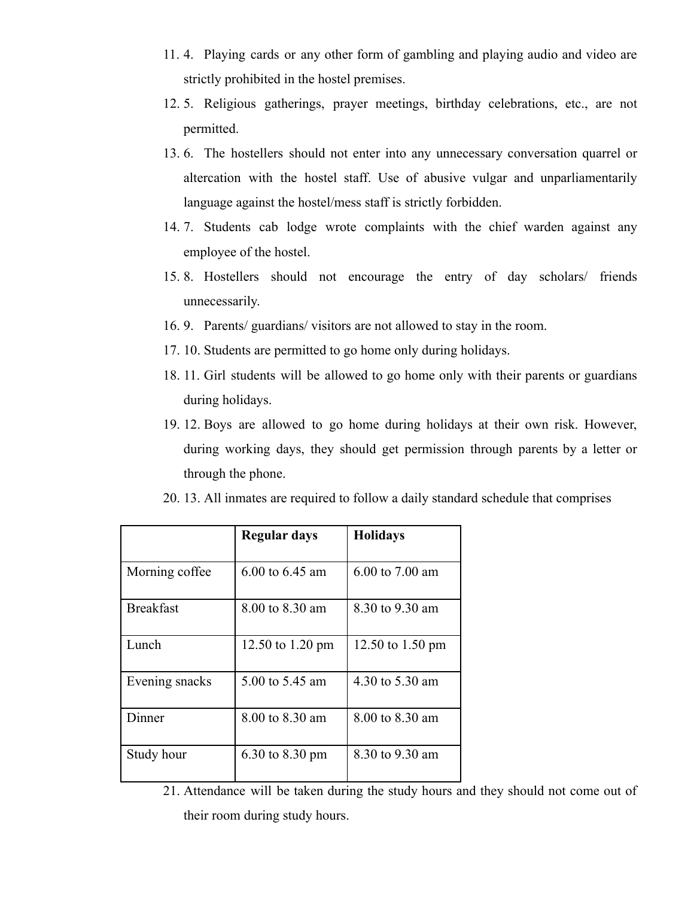11. 4. Playing cards or any other form of gambling and playing audio and video are strictly prohibited in the hostel premises.
12. 5. Religious gatherings, prayer meetings, birthday celebrations, etc., are not permitted.
13. 6. The hostellers should not enter into any unnecessary conversation quarrel or altercation with the hostel staff. Use of abusive vulgar and unparliamentarily language against the hostel/mess staff is strictly forbidden.
14. 7. Students cab lodge wrote complaints with the chief warden against any employee of the hostel.
15. 8. Hostellers should not encourage the entry of day scholars/ friends unnecessarily.
16. 9. Parents/ guardians/ visitors are not allowed to stay in the room.
17. 10. Students are permitted to go home only during holidays.
18. 11. Girl students will be allowed to go home only with their parents or guardians during holidays.
19. 12. Boys are allowed to go home during holidays at their own risk. However, during working days, they should get permission through parents by a letter or through the phone.
20. 13. All inmates are required to follow a daily standard schedule that comprises

| | **Regular days** | **Holidays** |
|---|---|---|
| Morning coffee | 6.00 to 6.45 am | 6.00 to 7.00 am |
| Breakfast | 8.00 to 8.30 am | 8.30 to 9.30 am |
| Lunch | 12.50 to 1.20 pm | 12.50 to 1.50 pm |
| Evening snacks | 5.00 to 5.45 am | 4.30 to 5.30 am |
| Dinner | 8.00 to 8.30 am | 8.00 to 8.30 am |
| Study hour | 6.30 to 8.30 pm | 8.30 to 9.30 am |

21. Attendance will be taken during the study hours and they should not come out of their room during study hours.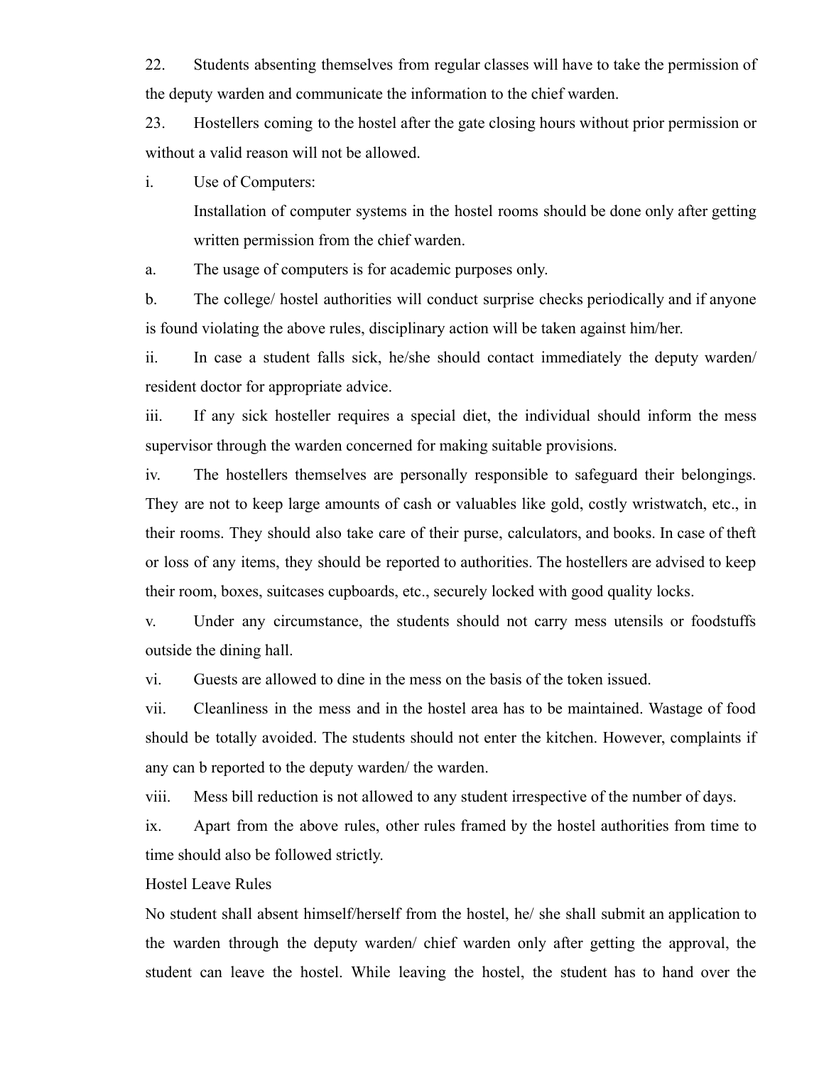22. Students absenting themselves from regular classes will have to take the permission of the deputy warden and communicate the information to the chief warden.

23. Hostellers coming to the hostel after the gate closing hours without prior permission or without a valid reason will not be allowed.

i. Use of Computers:

   Installation of computer systems in the hostel rooms should be done only after getting written permission from the chief warden.

a. The usage of computers is for academic purposes only.

b. The college/ hostel authorities will conduct surprise checks periodically and if anyone is found violating the above rules, disciplinary action will be taken against him/her.

ii. In case a student falls sick, he/she should contact immediately the deputy warden/ resident doctor for appropriate advice.

iii. If any sick hosteller requires a special diet, the individual should inform the mess supervisor through the warden concerned for making suitable provisions.

iv. The hostellers themselves are personally responsible to safeguard their belongings. They are not to keep large amounts of cash or valuables like gold, costly wristwatch, etc., in their rooms. They should also take care of their purse, calculators, and books. In case of theft or loss of any items, they should be reported to authorities. The hostellers are advised to keep their room, boxes, suitcases cupboards, etc., securely locked with good quality locks.

v. Under any circumstance, the students should not carry mess utensils or foodstuffs outside the dining hall.

vi. Guests are allowed to dine in the mess on the basis of the token issued.

vii. Cleanliness in the mess and in the hostel area has to be maintained. Wastage of food should be totally avoided. The students should not enter the kitchen. However, complaints if any can b reported to the deputy warden/ the warden.

viii. Mess bill reduction is not allowed to any student irrespective of the number of days.

ix. Apart from the above rules, other rules framed by the hostel authorities from time to time should also be followed strictly.

Hostel Leave Rules

No student shall absent himself/herself from the hostel, he/ she shall submit an application to the warden through the deputy warden/ chief warden only after getting the approval, the student can leave the hostel. While leaving the hostel, the student has to hand over the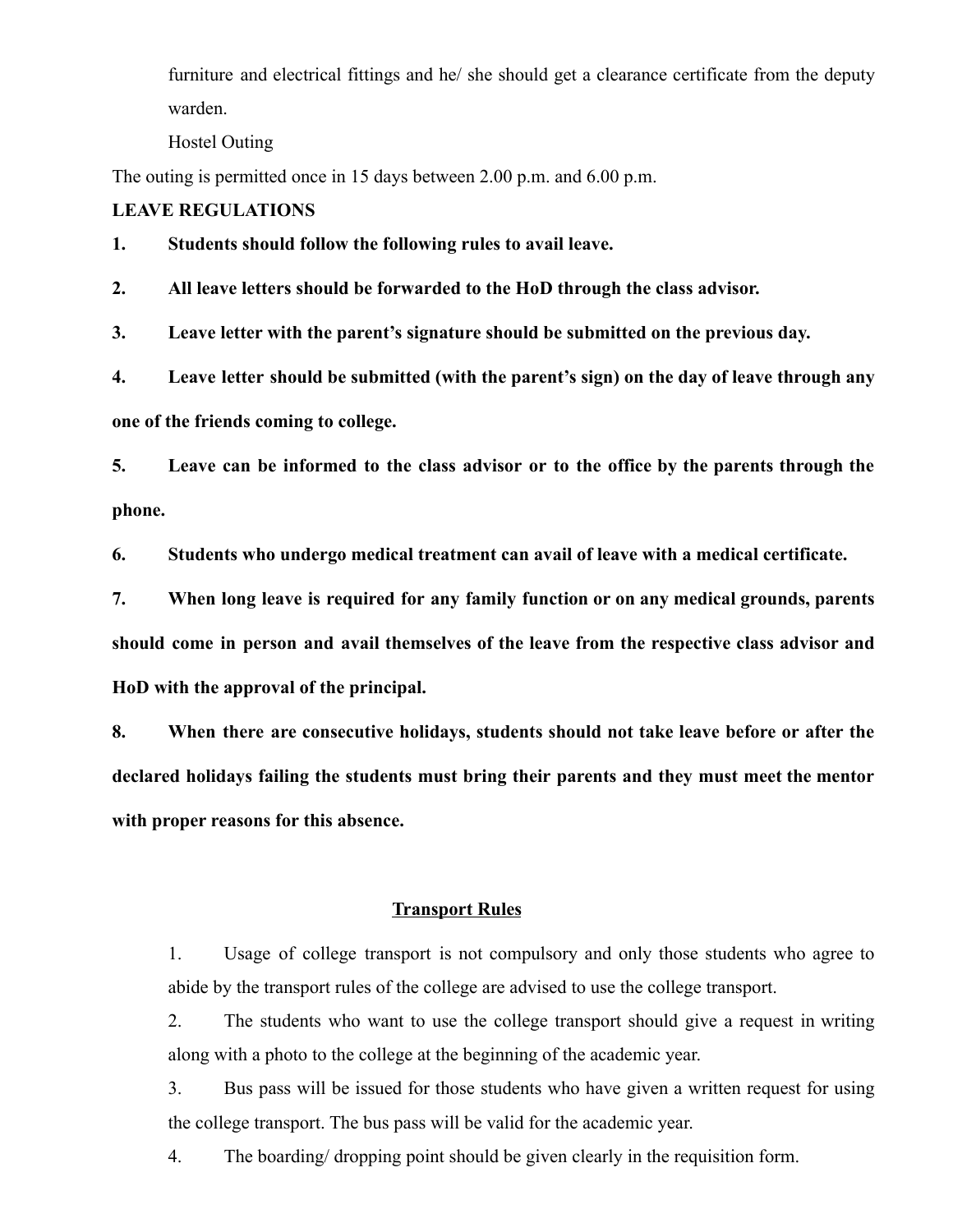furniture and electrical fittings and he/ she should get a clearance certificate from the deputy warden.

Hostel Outing

The outing is permitted once in 15 days between 2.00 p.m. and 6.00 p.m.

**LEAVE REGULATIONS**

1. **Students should follow the following rules to avail leave.**
2. **All leave letters should be forwarded to the HoD through the class advisor.**
3. **Leave letter with the parent's signature should be submitted on the previous day.**
4. **Leave letter should be submitted (with the parent's sign) on the day of leave through any one of the friends coming to college.**
5. **Leave can be informed to the class advisor or to the office by the parents through the phone.**
6. **Students who undergo medical treatment can avail of leave with a medical certificate.**
7. **When long leave is required for any family function or on any medical grounds, parents should come in person and avail themselves of the leave from the respective class advisor and HoD with the approval of the principal.**
8. **When there are consecutive holidays, students should not take leave before or after the declared holidays failing the students must bring their parents and they must meet the mentor with proper reasons for this absence.**

## Transport Rules

1. Usage of college transport is not compulsory and only those students who agree to abide by the transport rules of the college are advised to use the college transport.
2. The students who want to use the college transport should give a request in writing along with a photo to the college at the beginning of the academic year.
3. Bus pass will be issued for those students who have given a written request for using the college transport. The bus pass will be valid for the academic year.
4. The boarding/ dropping point should be given clearly in the requisition form.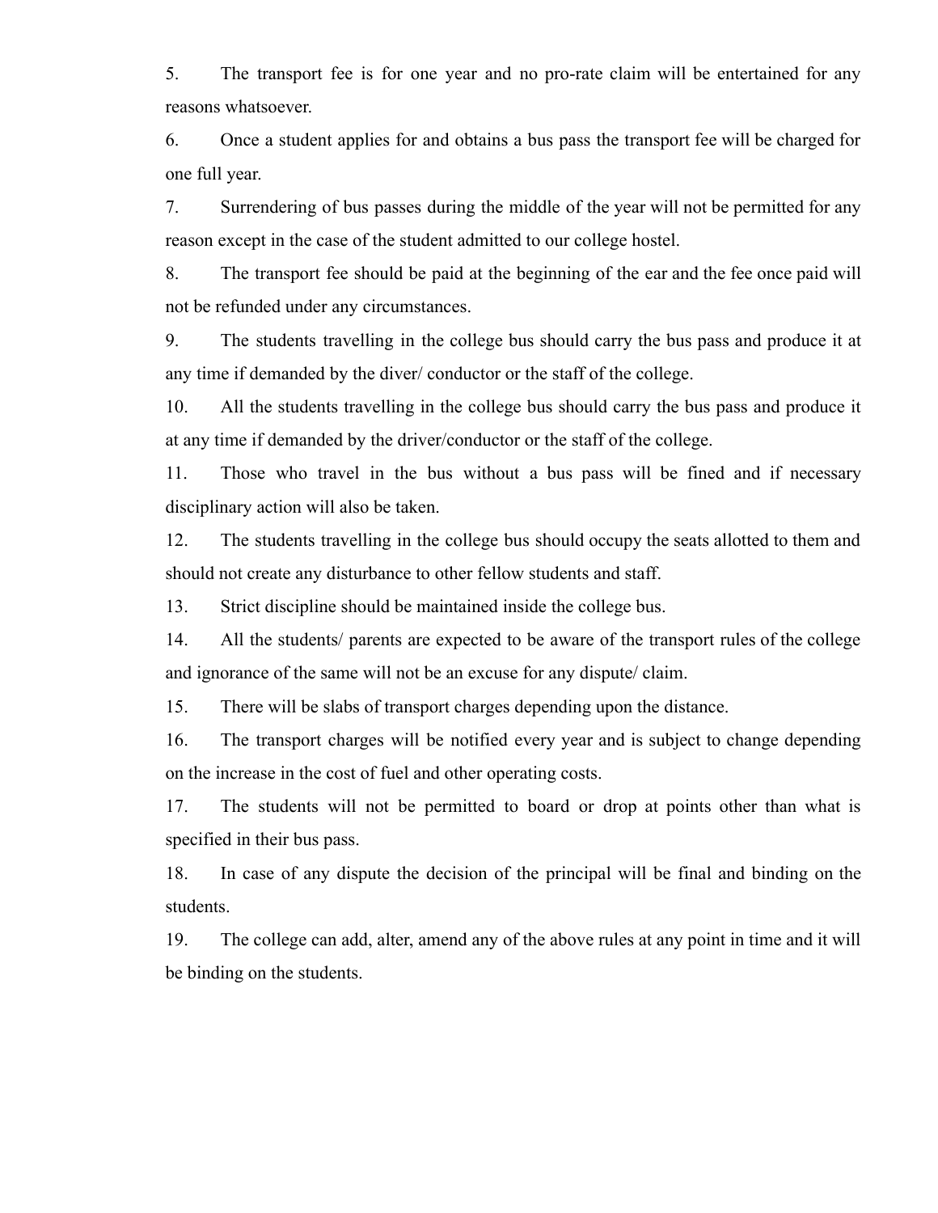5. The transport fee is for one year and no pro-rate claim will be entertained for any reasons whatsoever.

6. Once a student applies for and obtains a bus pass the transport fee will be charged for one full year.

7. Surrendering of bus passes during the middle of the year will not be permitted for any reason except in the case of the student admitted to our college hostel.

8. The transport fee should be paid at the beginning of the ear and the fee once paid will not be refunded under any circumstances.

9. The students travelling in the college bus should carry the bus pass and produce it at any time if demanded by the diver/ conductor or the staff of the college.

10. All the students travelling in the college bus should carry the bus pass and produce it at any time if demanded by the driver/conductor or the staff of the college.

11. Those who travel in the bus without a bus pass will be fined and if necessary disciplinary action will also be taken.

12. The students travelling in the college bus should occupy the seats allotted to them and should not create any disturbance to other fellow students and staff.

13. Strict discipline should be maintained inside the college bus.

14. All the students/ parents are expected to be aware of the transport rules of the college and ignorance of the same will not be an excuse for any dispute/ claim.

15. There will be slabs of transport charges depending upon the distance.

16. The transport charges will be notified every year and is subject to change depending on the increase in the cost of fuel and other operating costs.

17. The students will not be permitted to board or drop at points other than what is specified in their bus pass.

18. In case of any dispute the decision of the principal will be final and binding on the students.

19. The college can add, alter, amend any of the above rules at any point in time and it will be binding on the students.